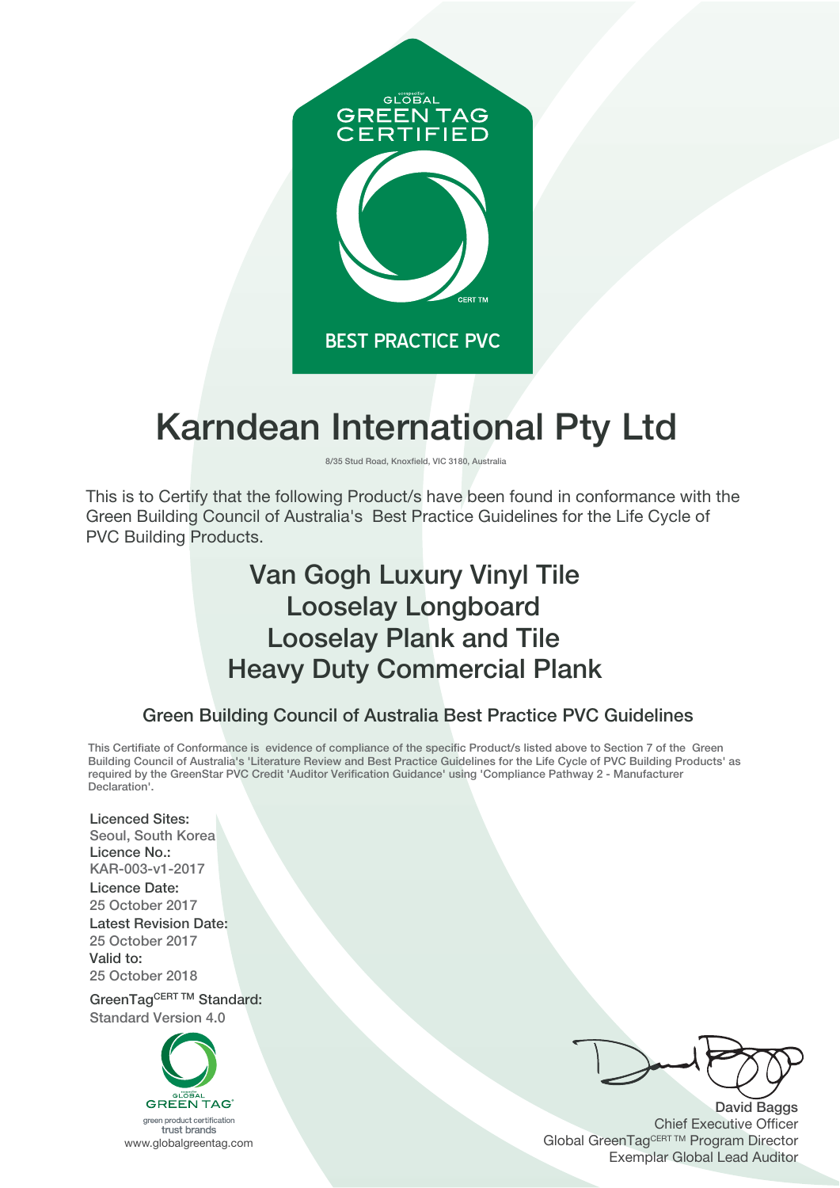GLOBAL
GREEN TAG
CERTIFIED

CERT TM

BEST PRACTICE PVC

# Karndean International Pty Ltd

8/35 Stud Road, Knoxfield, VIC 3180, Australia

This is to Certify that the following Product/s have been found in conformance with the Green Building Council of Australia's Best Practice Guidelines for the Life Cycle of PVC Building Products.

## Van Gogh Luxury Vinyl Tile
## Looselay Longboard
## Looselay Plank and Tile
## Heavy Duty Commercial Plank

### Green Building Council of Australia Best Practice PVC Guidelines

This Certificate of Conformance is evidence of compliance of the specific Product/s listed above to Section 7 of the Green Building Council of Australia's 'Literature Review and Best Practice Guidelines for the Life Cycle of PVC Building Products' as required by the GreenStar PVC Credit 'Auditor Verification Guidance' using 'Compliance Pathway 2 - Manufacturer Declaration'.

**Licenced Sites:**
Seoul, South Korea

**Licence No.:**
KAR-003-v1-2017

**Licence Date:**
25 October 2017

**Latest Revision Date:**
25 October 2017

**Valid to:**
25 October 2018

**GreenTag[CERT TM] Standard:**
Standard Version 4.0

GLOBAL GREEN TAG
green product certification
trust brands
www.globalgreentag.com

**David Baggs**
Chief Executive Officer
Global GreenTag[CERT TM] Program Director
Exemplar Global Lead Auditor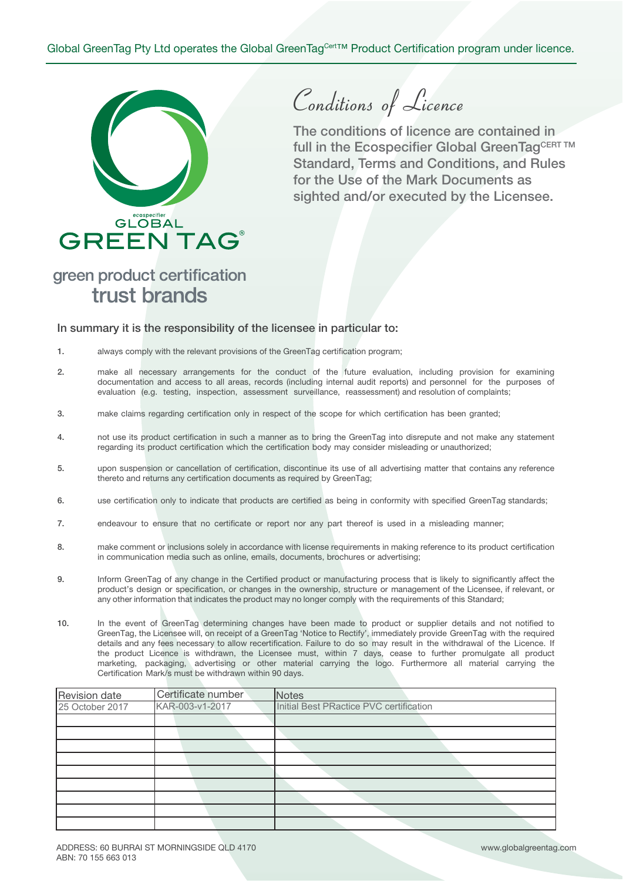Global GreenTag Pty Ltd operates the Global GreenTag[Cert]™ Product Certification program under licence.

ecospecifier GLOBAL GREEN TAG®

green product certification
trust brands

# Conditions of Licence

**The conditions of licence are contained in full in the Ecospecifier Global GreenTag[CERT TM] Standard, Terms and Conditions, and Rules for the Use of the Mark Documents as sighted and/or executed by the Licensee.**

**In summary it is the responsibility of the licensee in particular to:**

1. always comply with the relevant provisions of the GreenTag certification program;
2. make all necessary arrangements for the conduct of the future evaluation, including provision for examining documentation and access to all areas, records (including internal audit reports) and personnel for the purposes of evaluation (e.g. testing, inspection, assessment surveillance, reassessment) and resolution of complaints;
3. make claims regarding certification only in respect of the scope for which certification has been granted;
4. not use its product certification in such a manner as to bring the GreenTag into disrepute and not make any statement regarding its product certification which the certification body may consider misleading or unauthorized;
5. upon suspension or cancellation of certification, discontinue its use of all advertising matter that contains any reference thereto and returns any certification documents as required by GreenTag;
6. use certification only to indicate that products are certified as being in conformity with specified GreenTag standards;
7. endeavour to ensure that no certificate or report nor any part thereof is used in a misleading manner;
8. make comment or inclusions solely in accordance with license requirements in making reference to its product certification in communication media such as online, emails, documents, brochures or advertising;
9. Inform GreenTag of any change in the Certified product or manufacturing process that is likely to significantly affect the product's design or specification, or changes in the ownership, structure or management of the Licensee, if relevant, or any other information that indicates the product may no longer comply with the requirements of this Standard;
10. In the event of GreenTag determining changes have been made to product or supplier details and not notified to GreenTag, the Licensee will, on receipt of a GreenTag 'Notice to Rectify', immediately provide GreenTag with the required details and any fees necessary to allow recertification. Failure to do so may result in the withdrawal of the Licence. If the product Licence is withdrawn, the Licensee must, within 7 days, cease to further promulgate all product marketing, packaging, advertising or other material carrying the logo. Furthermore all material carrying the Certification Mark/s must be withdrawn within 90 days.

| Revision date | Certificate number | Notes |
|---|---|---|
| 25 October 2017 | KAR-003-v1-2017 | Initial Best PRactice PVC certification |
| | | |
| | | |
| | | |
| | | |
| | | |
| | | |
| | | |
| | | |
| | | |

ADDRESS: 60 BURRAI ST MORNINGSIDE QLD 4170
ABN: 70 155 663 013

www.globalgreentag.com